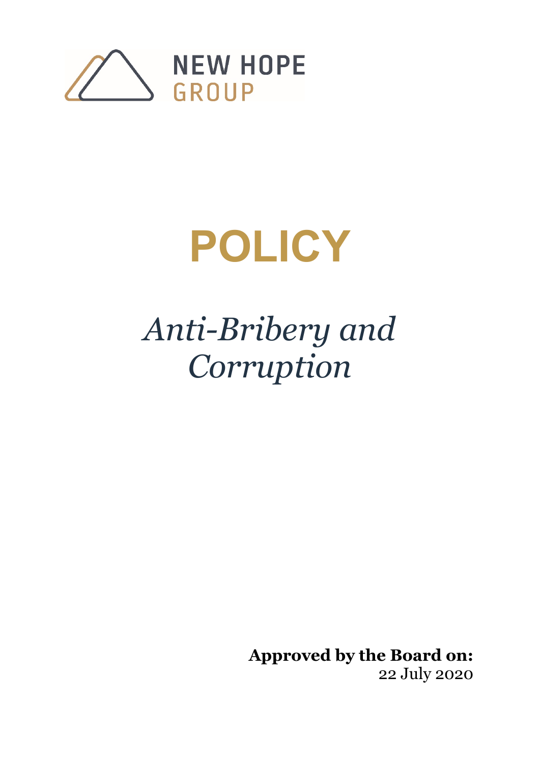NEW HOPE GROUP

# POLICY

## *Anti-Bribery and Corruption*

**Approved by the Board on:**
22 July 2020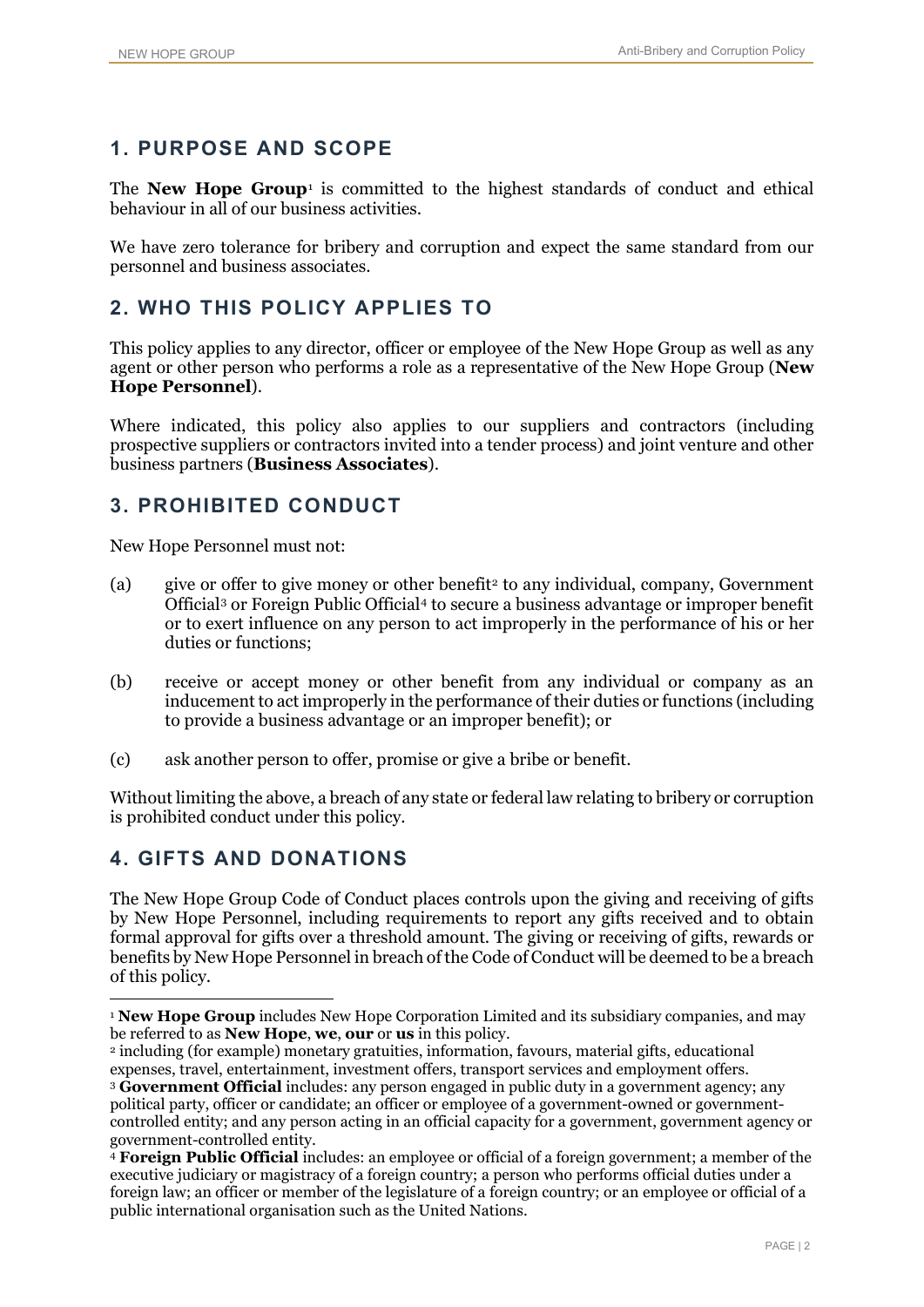## 1. PURPOSE AND SCOPE

The **New Hope Group**[1] is committed to the highest standards of conduct and ethical behaviour in all of our business activities.

We have zero tolerance for bribery and corruption and expect the same standard from our personnel and business associates.

## 2. WHO THIS POLICY APPLIES TO

This policy applies to any director, officer or employee of the New Hope Group as well as any agent or other person who performs a role as a representative of the New Hope Group (**New Hope Personnel**).

Where indicated, this policy also applies to our suppliers and contractors (including prospective suppliers or contractors invited into a tender process) and joint venture and other business partners (**Business Associates**).

## 3. PROHIBITED CONDUCT

New Hope Personnel must not:

(a) give or offer to give money or other benefit[2] to any individual, company, Government Official[3] or Foreign Public Official[4] to secure a business advantage or improper benefit or to exert influence on any person to act improperly in the performance of his or her duties or functions;

(b) receive or accept money or other benefit from any individual or company as an inducement to act improperly in the performance of their duties or functions (including to provide a business advantage or an improper benefit); or

(c) ask another person to offer, promise or give a bribe or benefit.

Without limiting the above, a breach of any state or federal law relating to bribery or corruption is prohibited conduct under this policy.

## 4. GIFTS AND DONATIONS

The New Hope Group Code of Conduct places controls upon the giving and receiving of gifts by New Hope Personnel, including requirements to report any gifts received and to obtain formal approval for gifts over a threshold amount. The giving or receiving of gifts, rewards or benefits by New Hope Personnel in breach of the Code of Conduct will be deemed to be a breach of this policy.

---

[1] **New Hope Group** includes New Hope Corporation Limited and its subsidiary companies, and may be referred to as **New Hope**, **we**, **our** or **us** in this policy.

[2] including (for example) monetary gratuities, information, favours, material gifts, educational expenses, travel, entertainment, investment offers, transport services and employment offers.

[3] **Government Official** includes: any person engaged in public duty in a government agency; any political party, officer or candidate; an officer or employee of a government-owned or government-controlled entity; and any person acting in an official capacity for a government, government agency or government-controlled entity.

[4] **Foreign Public Official** includes: an employee or official of a foreign government; a member of the executive judiciary or magistracy of a foreign country; a person who performs official duties under a foreign law; an officer or member of the legislature of a foreign country; or an employee or official of a public international organisation such as the United Nations.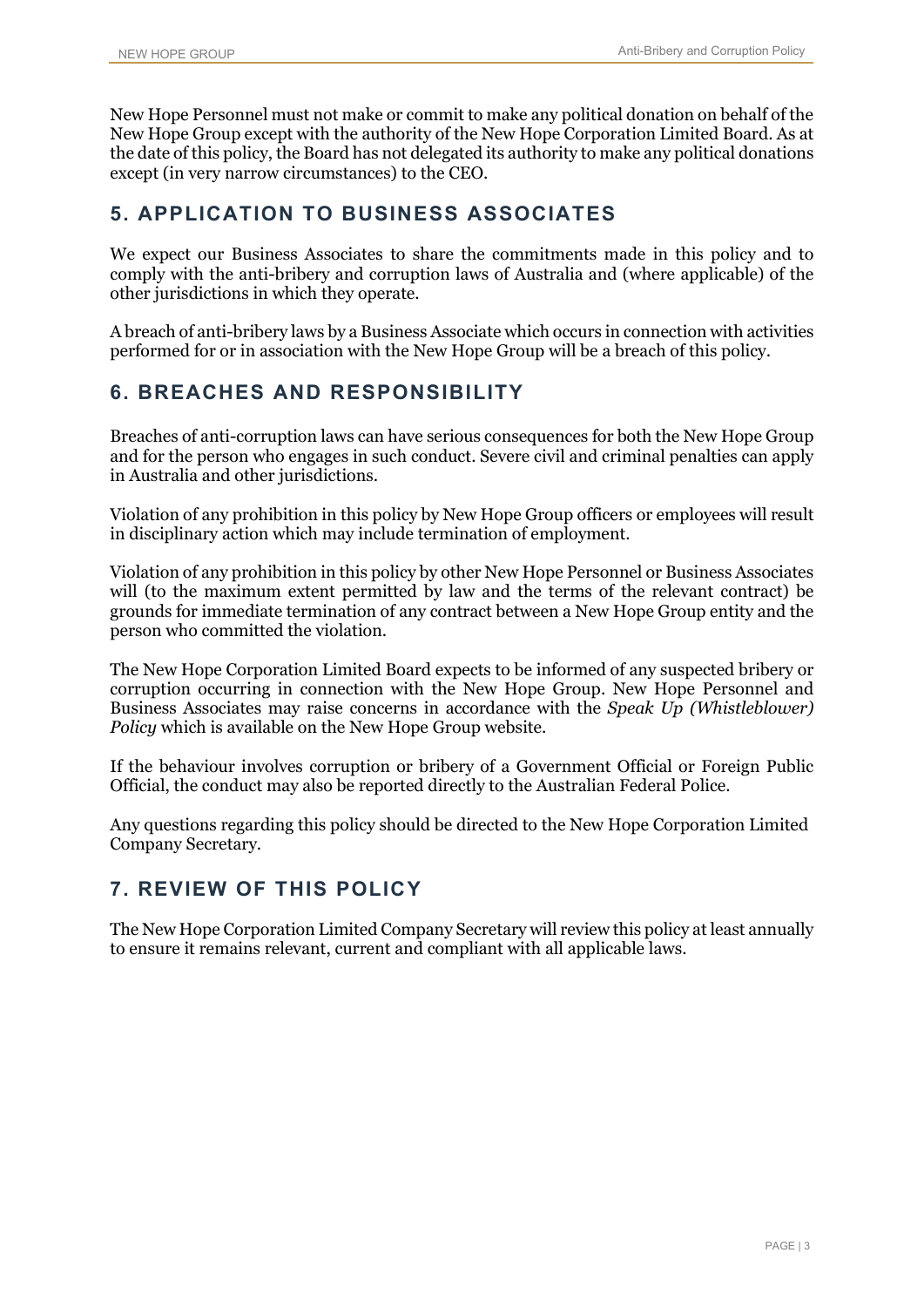New Hope Personnel must not make or commit to make any political donation on behalf of the New Hope Group except with the authority of the New Hope Corporation Limited Board. As at the date of this policy, the Board has not delegated its authority to make any political donations except (in very narrow circumstances) to the CEO.

## 5. APPLICATION TO BUSINESS ASSOCIATES

We expect our Business Associates to share the commitments made in this policy and to comply with the anti-bribery and corruption laws of Australia and (where applicable) of the other jurisdictions in which they operate.

A breach of anti-bribery laws by a Business Associate which occurs in connection with activities performed for or in association with the New Hope Group will be a breach of this policy.

## 6. BREACHES AND RESPONSIBILITY

Breaches of anti-corruption laws can have serious consequences for both the New Hope Group and for the person who engages in such conduct. Severe civil and criminal penalties can apply in Australia and other jurisdictions.

Violation of any prohibition in this policy by New Hope Group officers or employees will result in disciplinary action which may include termination of employment.

Violation of any prohibition in this policy by other New Hope Personnel or Business Associates will (to the maximum extent permitted by law and the terms of the relevant contract) be grounds for immediate termination of any contract between a New Hope Group entity and the person who committed the violation.

The New Hope Corporation Limited Board expects to be informed of any suspected bribery or corruption occurring in connection with the New Hope Group. New Hope Personnel and Business Associates may raise concerns in accordance with the *Speak Up (Whistleblower) Policy* which is available on the New Hope Group website.

If the behaviour involves corruption or bribery of a Government Official or Foreign Public Official, the conduct may also be reported directly to the Australian Federal Police.

Any questions regarding this policy should be directed to the New Hope Corporation Limited Company Secretary.

## 7. REVIEW OF THIS POLICY

The New Hope Corporation Limited Company Secretary will review this policy at least annually to ensure it remains relevant, current and compliant with all applicable laws.